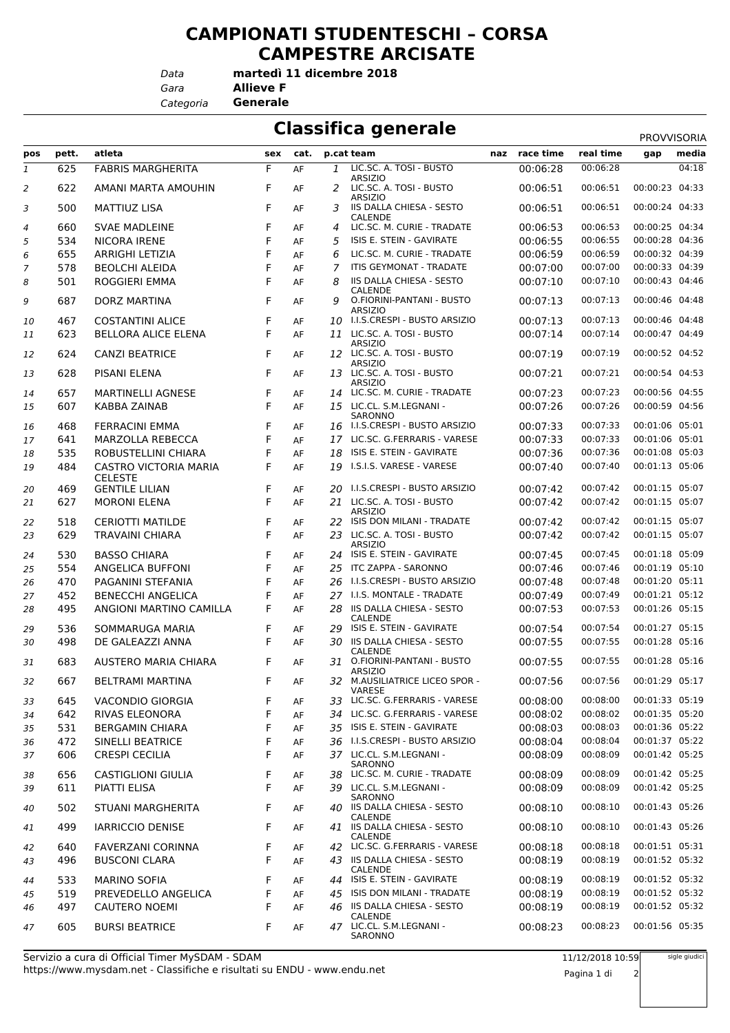# CAMPIONATI STUDENTESCHI – CORSA CAMPESTRE ARCISATE

*Data* **martedì 11 dicembre 2018**
*Gara* **Allieve F**
*Categoria* **Generale**

## Classifica generale

PROVVISORIA

| pos | pett. | atleta | sex | cat. | p.cat | team | naz | race time | real time | gap | media |
|---|---|---|---|---|---|---|---|---|---|---|---|
| 1 | 625 | FABRIS MARGHERITA | F | AF | 1 | LIC.SC. A. TOSI - BUSTO ARSIZIO | | 00:06:28 | 00:06:28 | | 04:18 |
| 2 | 622 | AMANI MARTA AMOUHIN | F | AF | 2 | LIC.SC. A. TOSI - BUSTO ARSIZIO | | 00:06:51 | 00:06:51 | 00:00:23 | 04:33 |
| 3 | 500 | MATTIUZ LISA | F | AF | 3 | IIS DALLA CHIESA - SESTO CALENDE | | 00:06:51 | 00:06:51 | 00:00:24 | 04:33 |
| 4 | 660 | SVAE MADLEINE | F | AF | 4 | LIC.SC. M. CURIE - TRADATE | | 00:06:53 | 00:06:53 | 00:00:25 | 04:34 |
| 5 | 534 | NICORA IRENE | F | AF | 5 | ISIS E. STEIN - GAVIRATE | | 00:06:55 | 00:06:55 | 00:00:28 | 04:36 |
| 6 | 655 | ARRIGHI LETIZIA | F | AF | 6 | LIC.SC. M. CURIE - TRADATE | | 00:06:59 | 00:06:59 | 00:00:32 | 04:39 |
| 7 | 578 | BEOLCHI ALEIDA | F | AF | 7 | ITIS GEYMONAT - TRADATE | | 00:07:00 | 00:07:00 | 00:00:33 | 04:39 |
| 8 | 501 | ROGGIERI EMMA | F | AF | 8 | IIS DALLA CHIESA - SESTO CALENDE | | 00:07:10 | 00:07:10 | 00:00:43 | 04:46 |
| 9 | 687 | DORZ MARTINA | F | AF | 9 | O.FIORINI-PANTANI - BUSTO ARSIZIO | | 00:07:13 | 00:07:13 | 00:00:46 | 04:48 |
| 10 | 467 | COSTANTINI ALICE | F | AF | 10 | I.I.S.CRESPI - BUSTO ARSIZIO | | 00:07:13 | 00:07:13 | 00:00:46 | 04:48 |
| 11 | 623 | BELLORA ALICE ELENA | F | AF | 11 | LIC.SC. A. TOSI - BUSTO ARSIZIO | | 00:07:14 | 00:07:14 | 00:00:47 | 04:49 |
| 12 | 624 | CANZI BEATRICE | F | AF | 12 | LIC.SC. A. TOSI - BUSTO ARSIZIO | | 00:07:19 | 00:07:19 | 00:00:52 | 04:52 |
| 13 | 628 | PISANI ELENA | F | AF | 13 | LIC.SC. A. TOSI - BUSTO ARSIZIO | | 00:07:21 | 00:07:21 | 00:00:54 | 04:53 |
| 14 | 657 | MARTINELLI AGNESE | F | AF | 14 | LIC.SC. M. CURIE - TRADATE | | 00:07:23 | 00:07:23 | 00:00:56 | 04:55 |
| 15 | 607 | KABBA ZAINAB | F | AF | 15 | LIC.CL. S.M.LEGNANI - SARONNO | | 00:07:26 | 00:07:26 | 00:00:59 | 04:56 |
| 16 | 468 | FERRACINI EMMA | F | AF | 16 | I.I.S.CRESPI - BUSTO ARSIZIO | | 00:07:33 | 00:07:33 | 00:01:06 | 05:01 |
| 17 | 641 | MARZOLLA REBECCA | F | AF | 17 | LIC.SC. G.FERRARIS - VARESE | | 00:07:33 | 00:07:33 | 00:01:06 | 05:01 |
| 18 | 535 | ROBUSTELLINI CHIARA | F | AF | 18 | ISIS E. STEIN - GAVIRATE | | 00:07:36 | 00:07:36 | 00:01:08 | 05:03 |
| 19 | 484 | CASTRO VICTORIA MARIA CELESTE | F | AF | 19 | I.S.I.S. VARESE - VARESE | | 00:07:40 | 00:07:40 | 00:01:13 | 05:06 |
| 20 | 469 | GENTILE LILIAN | F | AF | 20 | I.I.S.CRESPI - BUSTO ARSIZIO | | 00:07:42 | 00:07:42 | 00:01:15 | 05:07 |
| 21 | 627 | MORONI ELENA | F | AF | 21 | LIC.SC. A. TOSI - BUSTO ARSIZIO | | 00:07:42 | 00:07:42 | 00:01:15 | 05:07 |
| 22 | 518 | CERIOTTI MATILDE | F | AF | 22 | ISIS DON MILANI - TRADATE | | 00:07:42 | 00:07:42 | 00:01:15 | 05:07 |
| 23 | 629 | TRAVAINI CHIARA | F | AF | 23 | LIC.SC. A. TOSI - BUSTO ARSIZIO | | 00:07:42 | 00:07:42 | 00:01:15 | 05:07 |
| 24 | 530 | BASSO CHIARA | F | AF | 24 | ISIS E. STEIN - GAVIRATE | | 00:07:45 | 00:07:45 | 00:01:18 | 05:09 |
| 25 | 554 | ANGELICA BUFFONI | F | AF | 25 | ITC ZAPPA - SARONNO | | 00:07:46 | 00:07:46 | 00:01:19 | 05:10 |
| 26 | 470 | PAGANINI STEFANIA | F | AF | 26 | I.I.S.CRESPI - BUSTO ARSIZIO | | 00:07:48 | 00:07:48 | 00:01:20 | 05:11 |
| 27 | 452 | BENECCHI ANGELICA | F | AF | 27 | I.I.S. MONTALE - TRADATE | | 00:07:49 | 00:07:49 | 00:01:21 | 05:12 |
| 28 | 495 | ANGIONI MARTINO CAMILLA | F | AF | 28 | IIS DALLA CHIESA - SESTO CALENDE | | 00:07:53 | 00:07:53 | 00:01:26 | 05:15 |
| 29 | 536 | SOMMARUGA MARIA | F | AF | 29 | ISIS E. STEIN - GAVIRATE | | 00:07:54 | 00:07:54 | 00:01:27 | 05:15 |
| 30 | 498 | DE GALEAZZI ANNA | F | AF | 30 | IIS DALLA CHIESA - SESTO CALENDE | | 00:07:55 | 00:07:55 | 00:01:28 | 05:16 |
| 31 | 683 | AUSTERO MARIA CHIARA | F | AF | 31 | O.FIORINI-PANTANI - BUSTO ARSIZIO | | 00:07:55 | 00:07:55 | 00:01:28 | 05:16 |
| 32 | 667 | BELTRAMI MARTINA | F | AF | 32 | M.AUSILIATRICE LICEO SPOR - VARESE | | 00:07:56 | 00:07:56 | 00:01:29 | 05:17 |
| 33 | 645 | VACONDIO GIORGIA | F | AF | 33 | LIC.SC. G.FERRARIS - VARESE | | 00:08:00 | 00:08:00 | 00:01:33 | 05:19 |
| 34 | 642 | RIVAS ELEONORA | F | AF | 34 | LIC.SC. G.FERRARIS - VARESE | | 00:08:02 | 00:08:02 | 00:01:35 | 05:20 |
| 35 | 531 | BERGAMIN CHIARA | F | AF | 35 | ISIS E. STEIN - GAVIRATE | | 00:08:03 | 00:08:03 | 00:01:36 | 05:22 |
| 36 | 472 | SINELLI BEATRICE | F | AF | 36 | I.I.S.CRESPI - BUSTO ARSIZIO | | 00:08:04 | 00:08:04 | 00:01:37 | 05:22 |
| 37 | 606 | CRESPI CECILIA | F | AF | 37 | LIC.CL. S.M.LEGNANI - SARONNO | | 00:08:09 | 00:08:09 | 00:01:42 | 05:25 |
| 38 | 656 | CASTIGLIONI GIULIA | F | AF | 38 | LIC.SC. M. CURIE - TRADATE | | 00:08:09 | 00:08:09 | 00:01:42 | 05:25 |
| 39 | 611 | PIATTI ELISA | F | AF | 39 | LIC.CL. S.M.LEGNANI - SARONNO | | 00:08:09 | 00:08:09 | 00:01:42 | 05:25 |
| 40 | 502 | STUANI MARGHERITA | F | AF | 40 | IIS DALLA CHIESA - SESTO CALENDE | | 00:08:10 | 00:08:10 | 00:01:43 | 05:26 |
| 41 | 499 | IARRICCIO DENISE | F | AF | 41 | IIS DALLA CHIESA - SESTO CALENDE | | 00:08:10 | 00:08:10 | 00:01:43 | 05:26 |
| 42 | 640 | FAVERZANI CORINNA | F | AF | 42 | LIC.SC. G.FERRARIS - VARESE | | 00:08:18 | 00:08:18 | 00:01:51 | 05:31 |
| 43 | 496 | BUSCONI CLARA | F | AF | 43 | IIS DALLA CHIESA - SESTO CALENDE | | 00:08:19 | 00:08:19 | 00:01:52 | 05:32 |
| 44 | 533 | MARINO SOFIA | F | AF | 44 | ISIS E. STEIN - GAVIRATE | | 00:08:19 | 00:08:19 | 00:01:52 | 05:32 |
| 45 | 519 | PREVEDELLO ANGELICA | F | AF | 45 | ISIS DON MILANI - TRADATE | | 00:08:19 | 00:08:19 | 00:01:52 | 05:32 |
| 46 | 497 | CAUTERO NOEMI | F | AF | 46 | IIS DALLA CHIESA - SESTO CALENDE | | 00:08:19 | 00:08:19 | 00:01:52 | 05:32 |
| 47 | 605 | BURSI BEATRICE | F | AF | 47 | LIC.CL. S.M.LEGNANI - SARONNO | | 00:08:23 | 00:08:23 | 00:01:56 | 05:35 |

Servizio a cura di Official Timer MySDAM - SDAM
https://www.mysdam.net - Classifiche e risultati su ENDU - www.endu.net

11/12/2018 10:59

sigle giudici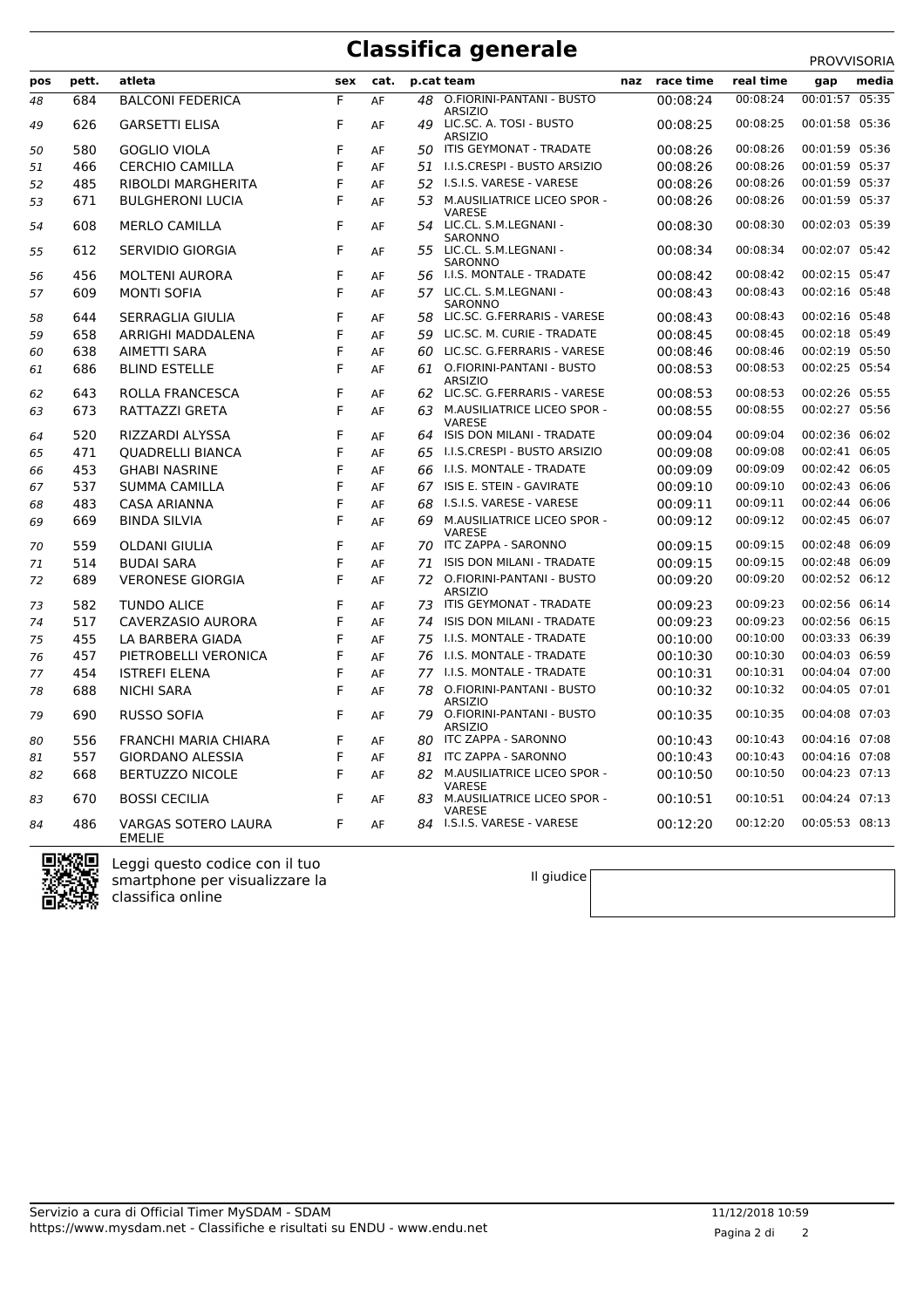# Classifica generale

PROVVISORIA

| pos | pett. | atleta | sex | cat. | p.cat | team | naz | race time | real time | gap | media |
|---|---|---|---|---|---|---|---|---|---|---|---|
| 48 | 684 | BALCONI FEDERICA | F | AF | 48 | O.FIORINI-PANTANI - BUSTO ARSIZIO | | 00:08:24 | 00:08:24 | 00:01:57 | 05:35 |
| 49 | 626 | GARSETTI ELISA | F | AF | 49 | LIC.SC. A. TOSI - BUSTO ARSIZIO | | 00:08:25 | 00:08:25 | 00:01:58 | 05:36 |
| 50 | 580 | GOGLIO VIOLA | F | AF | 50 | ITIS GEYMONAT - TRADATE | | 00:08:26 | 00:08:26 | 00:01:59 | 05:36 |
| 51 | 466 | CERCHIO CAMILLA | F | AF | 51 | I.I.S.CRESPI - BUSTO ARSIZIO | | 00:08:26 | 00:08:26 | 00:01:59 | 05:37 |
| 52 | 485 | RIBOLDI MARGHERITA | F | AF | 52 | I.S.I.S. VARESE - VARESE | | 00:08:26 | 00:08:26 | 00:01:59 | 05:37 |
| 53 | 671 | BULGHERONI LUCIA | F | AF | 53 | M.AUSILIATRICE LICEO SPOR - VARESE | | 00:08:26 | 00:08:26 | 00:01:59 | 05:37 |
| 54 | 608 | MERLO CAMILLA | F | AF | 54 | LIC.CL. S.M.LEGNANI - SARONNO | | 00:08:30 | 00:08:30 | 00:02:03 | 05:39 |
| 55 | 612 | SERVIDIO GIORGIA | F | AF | 55 | LIC.CL. S.M.LEGNANI - SARONNO | | 00:08:34 | 00:08:34 | 00:02:07 | 05:42 |
| 56 | 456 | MOLTENI AURORA | F | AF | 56 | I.I.S. MONTALE - TRADATE | | 00:08:42 | 00:08:42 | 00:02:15 | 05:47 |
| 57 | 609 | MONTI SOFIA | F | AF | 57 | LIC.CL. S.M.LEGNANI - SARONNO | | 00:08:43 | 00:08:43 | 00:02:16 | 05:48 |
| 58 | 644 | SERRAGLIA GIULIA | F | AF | 58 | LIC.SC. G.FERRARIS - VARESE | | 00:08:43 | 00:08:43 | 00:02:16 | 05:48 |
| 59 | 658 | ARRIGHI MADDALENA | F | AF | 59 | LIC.SC. M. CURIE - TRADATE | | 00:08:45 | 00:08:45 | 00:02:18 | 05:49 |
| 60 | 638 | AIMETTI SARA | F | AF | 60 | LIC.SC. G.FERRARIS - VARESE | | 00:08:46 | 00:08:46 | 00:02:19 | 05:50 |
| 61 | 686 | BLIND ESTELLE | F | AF | 61 | O.FIORINI-PANTANI - BUSTO ARSIZIO | | 00:08:53 | 00:08:53 | 00:02:25 | 05:54 |
| 62 | 643 | ROLLA FRANCESCA | F | AF | 62 | LIC.SC. G.FERRARIS - VARESE | | 00:08:53 | 00:08:53 | 00:02:26 | 05:55 |
| 63 | 673 | RATTAZZI GRETA | F | AF | 63 | M.AUSILIATRICE LICEO SPOR - VARESE | | 00:08:55 | 00:08:55 | 00:02:27 | 05:56 |
| 64 | 520 | RIZZARDI ALYSSA | F | AF | 64 | ISIS DON MILANI - TRADATE | | 00:09:04 | 00:09:04 | 00:02:36 | 06:02 |
| 65 | 471 | QUADRELLI BIANCA | F | AF | 65 | I.I.S.CRESPI - BUSTO ARSIZIO | | 00:09:08 | 00:09:08 | 00:02:41 | 06:05 |
| 66 | 453 | GHABI NASRINE | F | AF | 66 | I.I.S. MONTALE - TRADATE | | 00:09:09 | 00:09:09 | 00:02:42 | 06:05 |
| 67 | 537 | SUMMA CAMILLA | F | AF | 67 | ISIS E. STEIN - GAVIRATE | | 00:09:10 | 00:09:10 | 00:02:43 | 06:06 |
| 68 | 483 | CASA ARIANNA | F | AF | 68 | I.S.I.S. VARESE - VARESE | | 00:09:11 | 00:09:11 | 00:02:44 | 06:06 |
| 69 | 669 | BINDA SILVIA | F | AF | 69 | M.AUSILIATRICE LICEO SPOR - VARESE | | 00:09:12 | 00:09:12 | 00:02:45 | 06:07 |
| 70 | 559 | OLDANI GIULIA | F | AF | 70 | ITC ZAPPA - SARONNO | | 00:09:15 | 00:09:15 | 00:02:48 | 06:09 |
| 71 | 514 | BUDAI SARA | F | AF | 71 | ISIS DON MILANI - TRADATE | | 00:09:15 | 00:09:15 | 00:02:48 | 06:09 |
| 72 | 689 | VERONESE GIORGIA | F | AF | 72 | O.FIORINI-PANTANI - BUSTO ARSIZIO | | 00:09:20 | 00:09:20 | 00:02:52 | 06:12 |
| 73 | 582 | TUNDO ALICE | F | AF | 73 | ITIS GEYMONAT - TRADATE | | 00:09:23 | 00:09:23 | 00:02:56 | 06:14 |
| 74 | 517 | CAVERZASIO AURORA | F | AF | 74 | ISIS DON MILANI - TRADATE | | 00:09:23 | 00:09:23 | 00:02:56 | 06:15 |
| 75 | 455 | LA BARBERA GIADA | F | AF | 75 | I.I.S. MONTALE - TRADATE | | 00:10:00 | 00:10:00 | 00:03:33 | 06:39 |
| 76 | 457 | PIETROBELLI VERONICA | F | AF | 76 | I.I.S. MONTALE - TRADATE | | 00:10:30 | 00:10:30 | 00:04:03 | 06:59 |
| 77 | 454 | ISTREFI ELENA | F | AF | 77 | I.I.S. MONTALE - TRADATE | | 00:10:31 | 00:10:31 | 00:04:04 | 07:00 |
| 78 | 688 | NICHI SARA | F | AF | 78 | O.FIORINI-PANTANI - BUSTO ARSIZIO | | 00:10:32 | 00:10:32 | 00:04:05 | 07:01 |
| 79 | 690 | RUSSO SOFIA | F | AF | 79 | O.FIORINI-PANTANI - BUSTO ARSIZIO | | 00:10:35 | 00:10:35 | 00:04:08 | 07:03 |
| 80 | 556 | FRANCHI MARIA CHIARA | F | AF | 80 | ITC ZAPPA - SARONNO | | 00:10:43 | 00:10:43 | 00:04:16 | 07:08 |
| 81 | 557 | GIORDANO ALESSIA | F | AF | 81 | ITC ZAPPA - SARONNO | | 00:10:43 | 00:10:43 | 00:04:16 | 07:08 |
| 82 | 668 | BERTUZZO NICOLE | F | AF | 82 | M.AUSILIATRICE LICEO SPOR - VARESE | | 00:10:50 | 00:10:50 | 00:04:23 | 07:13 |
| 83 | 670 | BOSSI CECILIA | F | AF | 83 | M.AUSILIATRICE LICEO SPOR - VARESE | | 00:10:51 | 00:10:51 | 00:04:24 | 07:13 |
| 84 | 486 | VARGAS SOTERO LAURA EMELIE | F | AF | 84 | I.S.I.S. VARESE - VARESE | | 00:12:20 | 00:12:20 | 00:05:53 | 08:13 |

Leggi questo codice con il tuo smartphone per visualizzare la classifica online

Il giudice

Servizio a cura di Official Timer MySDAM - SDAM
https://www.mysdam.net - Classifiche e risultati su ENDU - www.endu.net

11/12/2018 10:59